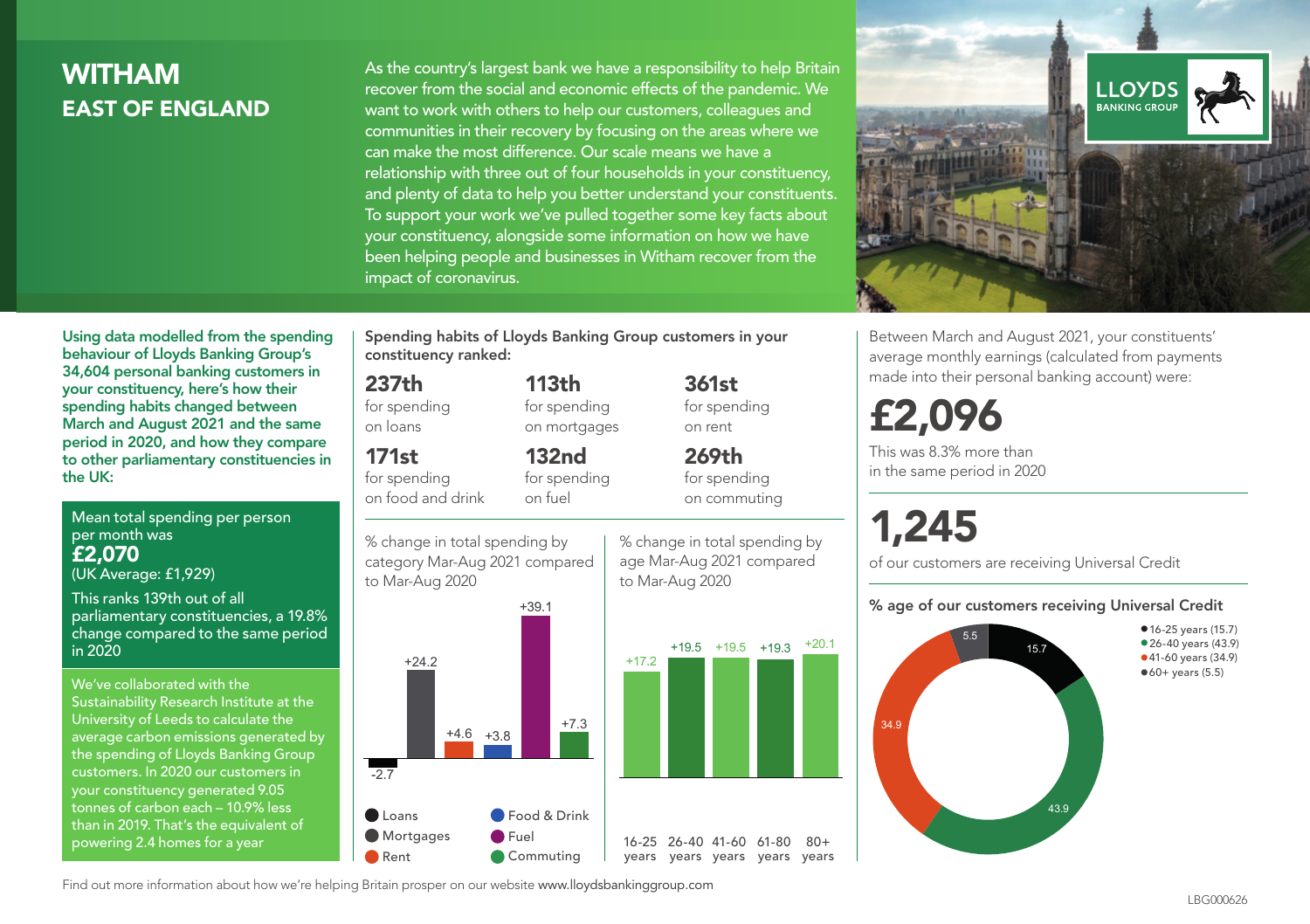# WITHAM
## EAST OF ENGLAND

As the country's largest bank we have a responsibility to help Britain recover from the social and economic effects of the pandemic. We want to work with others to help our customers, colleagues and communities in their recovery by focusing on the areas where we can make the most difference. Our scale means we have a relationship with three out of four households in your constituency, and plenty of data to help you better understand your constituents. To support your work we've pulled together some key facts about your constituency, alongside some information on how we have been helping people and businesses in Witham recover from the impact of coronavirus.

LLOYDS BANKING GROUP

**Using data modelled from the spending behaviour of Lloyds Banking Group's 34,604 personal banking customers in your constituency, here's how their spending habits changed between March and August 2021 and the same period in 2020, and how they compare to other parliamentary constituencies in the UK:**

Mean total spending per person per month was
**£2,070**
(UK Average: £1,929)

This ranks 139th out of all parliamentary constituencies, a 19.8% change compared to the same period in 2020

We've collaborated with the Sustainability Research Institute at the University of Leeds to calculate the average carbon emissions generated by the spending of Lloyds Banking Group customers. In 2020 our customers in your constituency generated 9.05 tonnes of carbon each – 10.9% less than in 2019. That's the equivalent of powering 2.4 homes for a year

**Spending habits of Lloyds Banking Group customers in your constituency ranked:**

- **237th** for spending on loans
- **113th** for spending on mortgages
- **361st** for spending on rent
- **171st** for spending on food and drink
- **132nd** for spending on fuel
- **269th** for spending on commuting

% change in total spending by category Mar-Aug 2021 compared to Mar-Aug 2020

| Category | % change |
|---|---|
| Loans | -2.7 |
| Mortgages | +24.2 |
| Rent | +4.6 |
| Food & Drink | +3.8 |
| Fuel | +39.1 |
| Commuting | +7.3 |

% change in total spending by age Mar-Aug 2021 compared to Mar-Aug 2020

| Age | % change |
|---|---|
| 16-25 years | +17.2 |
| 26-40 years | +19.5 |
| 41-60 years | +19.5 |
| 61-80 years | +19.3 |
| 80+ years | +20.1 |

Between March and August 2021, your constituents' average monthly earnings (calculated from payments made into their personal banking account) were:

**£2,096**

This was 8.3% more than in the same period in 2020

**1,245**

of our customers are receiving Universal Credit

**% age of our customers receiving Universal Credit**

| Age | % |
|---|---|
| 16-25 years | 15.7 |
| 26-40 years | 43.9 |
| 41-60 years | 34.9 |
| 60+ years | 5.5 |

Find out more information about how we're helping Britain prosper on our website www.lloydsbankinggroup.com

LBG000626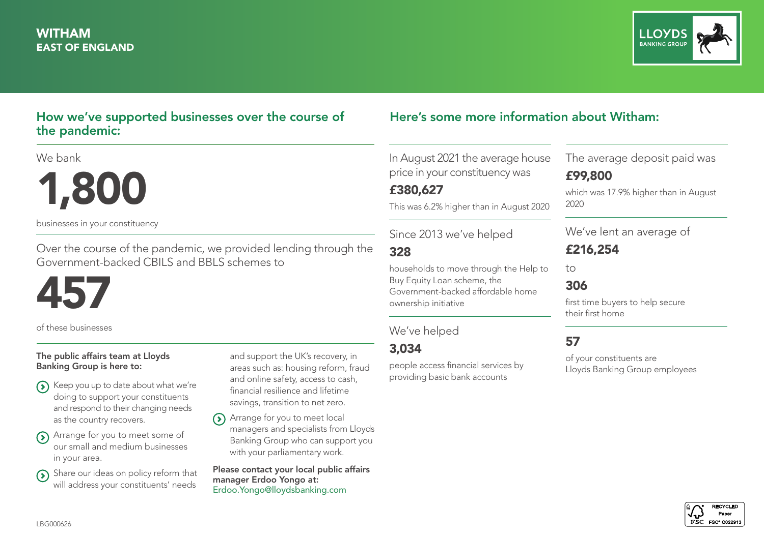# WITHAM
## EAST OF ENGLAND

LLOYDS BANKING GROUP

## How we've supported businesses over the course of the pandemic:

We bank

**1,800**

businesses in your constituency

Over the course of the pandemic, we provided lending through the Government-backed CBILS and BBLS schemes to

**457**

of these businesses

**The public affairs team at Lloyds Banking Group is here to:**

- Keep you up to date about what we're doing to support your constituents and respond to their changing needs as the country recovers.
- Arrange for you to meet some of our small and medium businesses in your area.
- Share our ideas on policy reform that will address your constituents' needs and support the UK's recovery, in areas such as: housing reform, fraud and online safety, access to cash, financial resilience and lifetime savings, transition to net zero.
- Arrange for you to meet local managers and specialists from Lloyds Banking Group who can support you with your parliamentary work.

**Please contact your local public affairs manager Erdoo Yongo at:**
Erdoo.Yongo@lloydsbanking.com

## Here's some more information about Witham:

In August 2021 the average house price in your constituency was

**£380,627**

This was 6.2% higher than in August 2020

The average deposit paid was

**£99,800**

which was 17.9% higher than in August 2020

Since 2013 we've helped

**328**

households to move through the Help to Buy Equity Loan scheme, the Government-backed affordable home ownership initiative

We've lent an average of

**£216,254**

to

**306**

first time buyers to help secure their first home

We've helped

**3,034**

people access financial services by providing basic bank accounts

**57**

of your constituents are Lloyds Banking Group employees

LBG000626